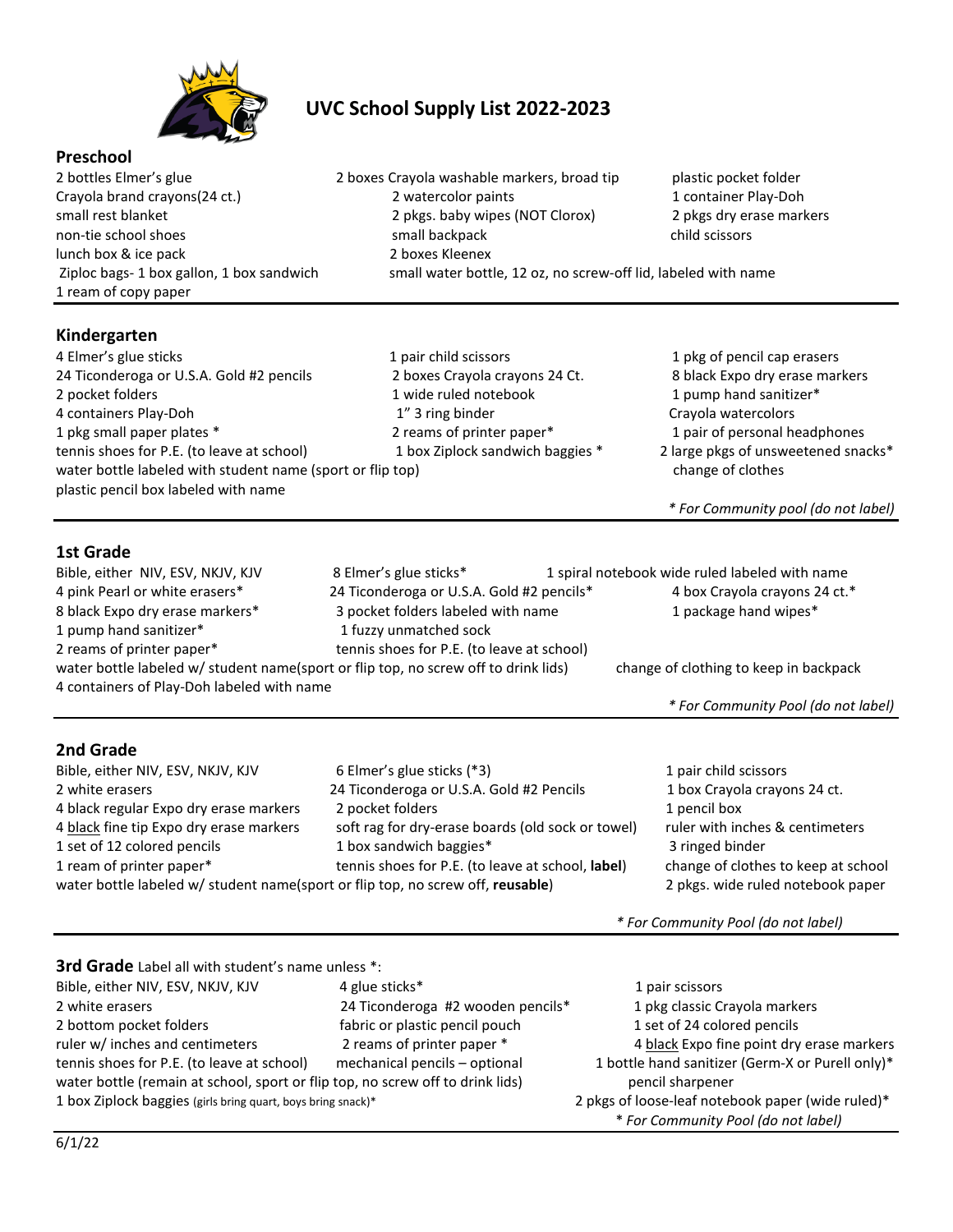# UVC School Supply List 2022-2023

## Preschool

- 2 bottles Elmer's glue
- Crayola brand crayons(24 ct.)
- small rest blanket
- non-tie school shoes
- lunch box & ice pack
- Ziploc bags- 1 box gallon, 1 box sandwich
- 1 ream of copy paper
- 2 boxes Crayola washable markers, broad tip
- 2 watercolor paints
- 2 pkgs. baby wipes (NOT Clorox)
- small backpack
- 2 boxes Kleenex
- small water bottle, 12 oz, no screw-off lid, labeled with name
- plastic pocket folder
- 1 container Play-Doh
- 2 pkgs dry erase markers
- child scissors

## Kindergarten

- 4 Elmer's glue sticks
- 24 Ticonderoga or U.S.A. Gold #2 pencils
- 2 pocket folders
- 4 containers Play-Doh
- 1 pkg small paper plates *
- tennis shoes for P.E. (to leave at school)
- water bottle labeled with student name (sport or flip top)
- plastic pencil box labeled with name
- 1 pair child scissors
- 2 boxes Crayola crayons 24 Ct.
- 1 wide ruled notebook
- 1" 3 ring binder
- 2 reams of printer paper*
- 1 box Ziplock sandwich baggies *
- 1 pkg of pencil cap erasers
- 8 black Expo dry erase markers
- 1 pump hand sanitizer*
- Crayola watercolors
- 1 pair of personal headphones
- 2 large pkgs of unsweetened snacks*
- change of clothes

*\* For Community pool (do not label)*

## 1st Grade

- Bible, either NIV, ESV, NKJV, KJV
- 4 pink Pearl or white erasers*
- 8 black Expo dry erase markers*
- 1 pump hand sanitizer*
- 2 reams of printer paper*
- water bottle labeled w/ student name(sport or flip top, no screw off to drink lids)
- 4 containers of Play-Doh labeled with name
- 8 Elmer's glue sticks*
- 24 Ticonderoga or U.S.A. Gold #2 pencils*
- 3 pocket folders labeled with name
- 1 fuzzy unmatched sock
- tennis shoes for P.E. (to leave at school)
- 1 spiral notebook wide ruled labeled with name
- 4 box Crayola crayons 24 ct.*
- 1 package hand wipes*
- change of clothing to keep in backpack

*\* For Community Pool (do not label)*

## 2nd Grade

- Bible, either NIV, ESV, NKJV, KJV
- 2 white erasers
- 4 black regular Expo dry erase markers
- 4 black fine tip Expo dry erase markers
- 1 set of 12 colored pencils
- 1 ream of printer paper*
- water bottle labeled w/ student name(sport or flip top, no screw off, **reusable**)
- 6 Elmer's glue sticks (*3)
- 24 Ticonderoga or U.S.A. Gold #2 Pencils
- 2 pocket folders
- soft rag for dry-erase boards (old sock or towel)
- 1 box sandwich baggies*
- tennis shoes for P.E. (to leave at school, **label**)
- 1 pair child scissors
- 1 box Crayola crayons 24 ct.
- 1 pencil box
- ruler with inches & centimeters
- 3 ringed binder
- change of clothes to keep at school
- 2 pkgs. wide ruled notebook paper

*\* For Community Pool (do not label)*

## 3rd Grade

Label all with student's name unless *:

- Bible, either NIV, ESV, NKJV, KJV
- 2 white erasers
- 2 bottom pocket folders
- ruler w/ inches and centimeters
- tennis shoes for P.E. (to leave at school)
- water bottle (remain at school, sport or flip top, no screw off to drink lids)
- 1 box Ziplock baggies (girls bring quart, boys bring snack)*
- 4 glue sticks*
- 24 Ticonderoga #2 wooden pencils*
- fabric or plastic pencil pouch
- 2 reams of printer paper *
- mechanical pencils – optional
- 1 pair scissors
- 1 pkg classic Crayola markers
- 1 set of 24 colored pencils
- 4 black Expo fine point dry erase markers
- 1 bottle hand sanitizer (Germ-X or Purell only)*
- pencil sharpener
- 2 pkgs of loose-leaf notebook paper (wide ruled)*

*\* For Community Pool (do not label)*

6/1/22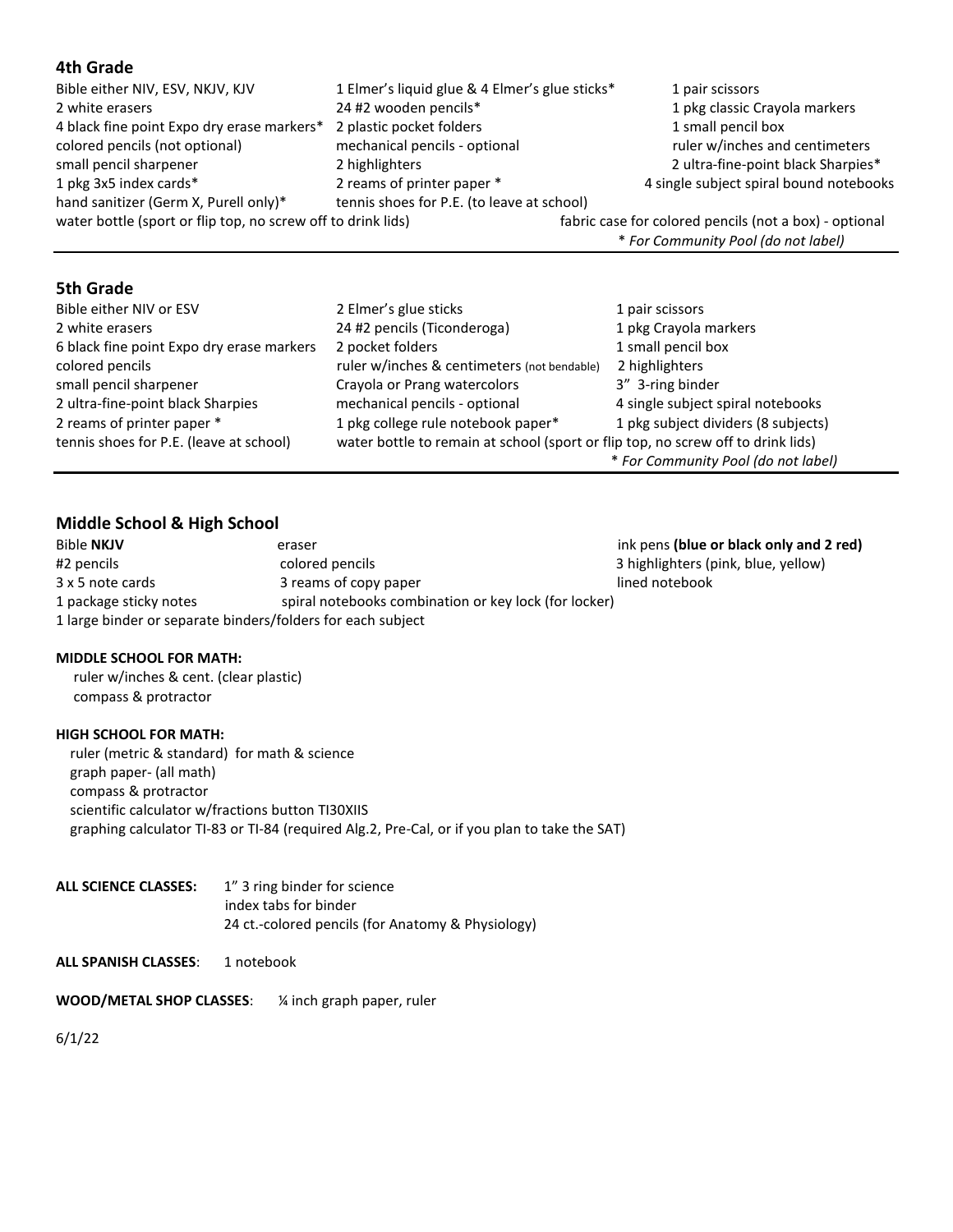## 4th Grade

Bible either NIV, ESV, NKJV, KJV
2 white erasers
4 black fine point Expo dry erase markers*
colored pencils (not optional)
small pencil sharpener
1 pkg 3x5 index cards*
hand sanitizer (Germ X, Purell only)*
1 Elmer's liquid glue & 4 Elmer's glue sticks*
24 #2 wooden pencils*
2 plastic pocket folders
mechanical pencils - optional
2 highlighters
2 reams of printer paper *
tennis shoes for P.E. (to leave at school)
1 pair scissors
1 pkg classic Crayola markers
1 small pencil box
ruler w/inches and centimeters
2 ultra-fine-point black Sharpies*
4 single subject spiral bound notebooks
water bottle (sport or flip top, no screw off to drink lids)
fabric case for colored pencils (not a box) - optional

*\* For Community Pool (do not label)*

---

## 5th Grade

Bible either NIV or ESV
2 white erasers
6 black fine point Expo dry erase markers
colored pencils
small pencil sharpener
2 ultra-fine-point black Sharpies
2 reams of printer paper *
tennis shoes for P.E. (leave at school)
2 Elmer's glue sticks
24 #2 pencils (Ticonderoga)
2 pocket folders
ruler w/inches & centimeters (not bendable)
Crayola or Prang watercolors
mechanical pencils - optional
1 pkg college rule notebook paper*
1 pair scissors
1 pkg Crayola markers
1 small pencil box
2 highlighters
3" 3-ring binder
4 single subject spiral notebooks
1 pkg subject dividers (8 subjects)
water bottle to remain at school (sport or flip top, no screw off to drink lids)

*\* For Community Pool (do not label)*

---

## Middle School & High School

Bible **NKJV**
#2 pencils
3 x 5 note cards
1 package sticky notes
eraser
colored pencils
3 reams of copy paper
spiral notebooks combination or key lock (for locker)
ink pens **(blue or black only and 2 red)**
3 highlighters (pink, blue, yellow)
lined notebook
1 large binder or separate binders/folders for each subject

**MIDDLE SCHOOL FOR MATH:**

ruler w/inches & cent. (clear plastic)
compass & protractor

**HIGH SCHOOL FOR MATH:**

ruler (metric & standard) for math & science
graph paper- (all math)
compass & protractor
scientific calculator w/fractions button TI30XIIS
graphing calculator TI-83 or TI-84 (required Alg.2, Pre-Cal, or if you plan to take the SAT)

**ALL SCIENCE CLASSES:** 1" 3 ring binder for science
index tabs for binder
24 ct.-colored pencils (for Anatomy & Physiology)

**ALL SPANISH CLASSES**: 1 notebook

**WOOD/METAL SHOP CLASSES**: ¼ inch graph paper, ruler

6/1/22